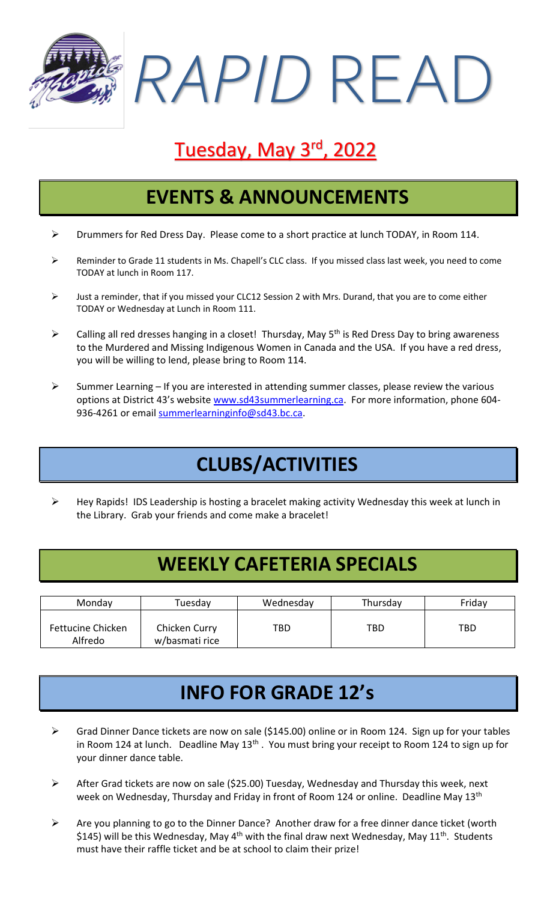# *RAPID* READ

## Tuesday, May 3rd, 2022

## EVENTS & ANNOUNCEMENTS

- Drummers for Red Dress Day. Please come to a short practice at lunch TODAY, in Room 114.
- Reminder to Grade 11 students in Ms. Chapell's CLC class. If you missed class last week, you need to come TODAY at lunch in Room 117.
- Just a reminder, that if you missed your CLC12 Session 2 with Mrs. Durand, that you are to come either TODAY or Wednesday at Lunch in Room 111.
- Calling all red dresses hanging in a closet! Thursday, May 5th is Red Dress Day to bring awareness to the Murdered and Missing Indigenous Women in Canada and the USA. If you have a red dress, you will be willing to lend, please bring to Room 114.
- Summer Learning – If you are interested in attending summer classes, please review the various options at District 43's website www.sd43summerlearning.ca. For more information, phone 604-936-4261 or email summerlearninginfo@sd43.bc.ca.

## CLUBS/ACTIVITIES

- Hey Rapids! IDS Leadership is hosting a bracelet making activity Wednesday this week at lunch in the Library. Grab your friends and come make a bracelet!

## WEEKLY CAFETERIA SPECIALS

| Monday | Tuesday | Wednesday | Thursday | Friday |
|---|---|---|---|---|
| Fettucine Chicken Alfredo | Chicken Curry w/basmati rice | TBD | TBD | TBD |

## INFO FOR GRADE 12's

- Grad Dinner Dance tickets are now on sale ($145.00) online or in Room 124. Sign up for your tables in Room 124 at lunch. Deadline May 13th. You must bring your receipt to Room 124 to sign up for your dinner dance table.
- After Grad tickets are now on sale ($25.00) Tuesday, Wednesday and Thursday this week, next week on Wednesday, Thursday and Friday in front of Room 124 or online. Deadline May 13th
- Are you planning to go to the Dinner Dance? Another draw for a free dinner dance ticket (worth $145) will be this Wednesday, May 4th with the final draw next Wednesday, May 11th. Students must have their raffle ticket and be at school to claim their prize!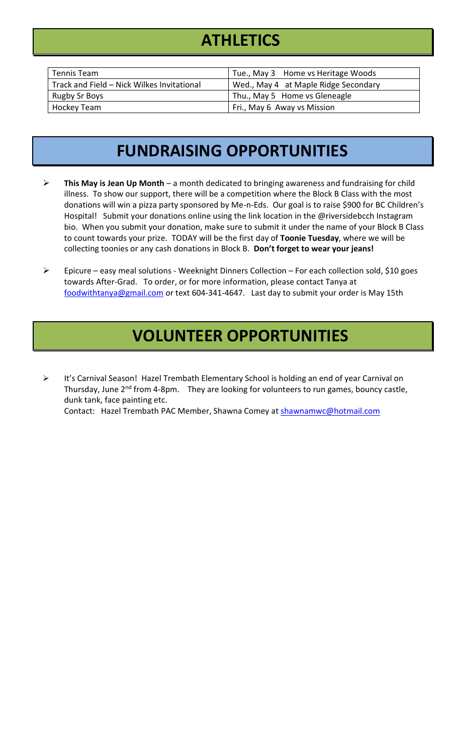# ATHLETICS

| | |
|---|---|
| Tennis Team | Tue., May 3 Home vs Heritage Woods |
| Track and Field – Nick Wilkes Invitational | Wed., May 4 at Maple Ridge Secondary |
| Rugby Sr Boys | Thu., May 5 Home vs Gleneagle |
| Hockey Team | Fri., May 6 Away vs Mission |

# FUNDRAISING OPPORTUNITIES

- **This May is Jean Up Month** – a month dedicated to bringing awareness and fundraising for child illness. To show our support, there will be a competition where the Block B Class with the most donations will win a pizza party sponsored by Me-n-Eds. Our goal is to raise $900 for BC Children's Hospital! Submit your donations online using the link location in the @riversidebcch Instagram bio. When you submit your donation, make sure to submit it under the name of your Block B Class to count towards your prize. TODAY will be the first day of **Toonie Tuesday**, where we will be collecting toonies or any cash donations in Block B. **Don't forget to wear your jeans!**

- Epicure – easy meal solutions - Weeknight Dinners Collection – For each collection sold, $10 goes towards After-Grad. To order, or for more information, please contact Tanya at foodwithtanya@gmail.com or text 604-341-4647. Last day to submit your order is May 15th

# VOLUNTEER OPPORTUNITIES

- It's Carnival Season! Hazel Trembath Elementary School is holding an end of year Carnival on Thursday, June 2nd from 4-8pm. They are looking for volunteers to run games, bouncy castle, dunk tank, face painting etc.
  Contact: Hazel Trembath PAC Member, Shawna Comey at shawnamwc@hotmail.com